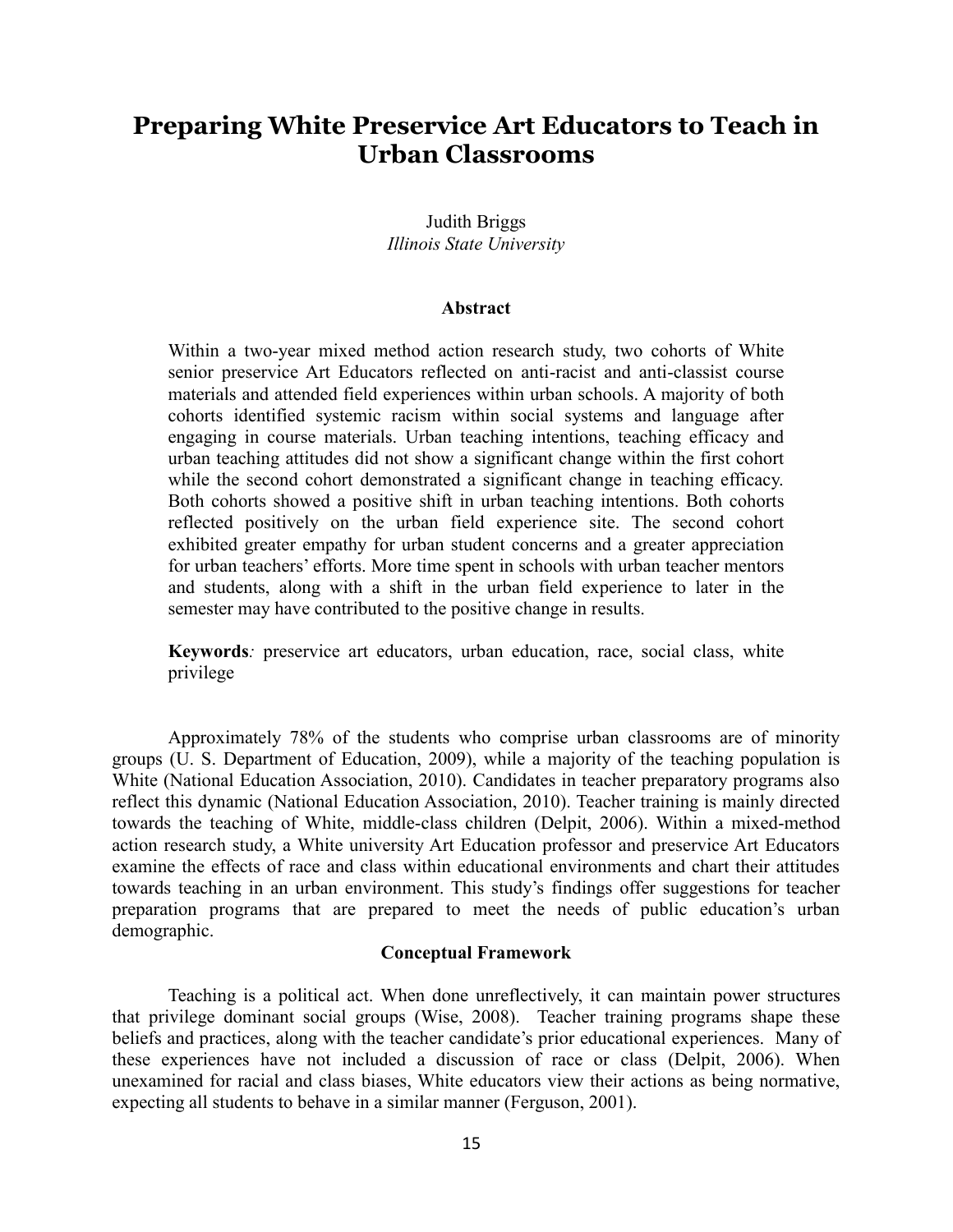# Preparing White Preservice Art Educators to Teach in Urban Classrooms

Judith Briggs
*Illinois State University*

### Abstract

Within a two-year mixed method action research study, two cohorts of White senior preservice Art Educators reflected on anti-racist and anti-classist course materials and attended field experiences within urban schools. A majority of both cohorts identified systemic racism within social systems and language after engaging in course materials. Urban teaching intentions, teaching efficacy and urban teaching attitudes did not show a significant change within the first cohort while the second cohort demonstrated a significant change in teaching efficacy. Both cohorts showed a positive shift in urban teaching intentions. Both cohorts reflected positively on the urban field experience site. The second cohort exhibited greater empathy for urban student concerns and a greater appreciation for urban teachers' efforts. More time spent in schools with urban teacher mentors and students, along with a shift in the urban field experience to later in the semester may have contributed to the positive change in results.

**Keywords***:* preservice art educators, urban education, race, social class, white privilege

Approximately 78% of the students who comprise urban classrooms are of minority groups (U. S. Department of Education, 2009), while a majority of the teaching population is White (National Education Association, 2010). Candidates in teacher preparatory programs also reflect this dynamic (National Education Association, 2010). Teacher training is mainly directed towards the teaching of White, middle-class children (Delpit, 2006). Within a mixed-method action research study, a White university Art Education professor and preservice Art Educators examine the effects of race and class within educational environments and chart their attitudes towards teaching in an urban environment. This study's findings offer suggestions for teacher preparation programs that are prepared to meet the needs of public education's urban demographic.

### Conceptual Framework

Teaching is a political act. When done unreflectively, it can maintain power structures that privilege dominant social groups (Wise, 2008). Teacher training programs shape these beliefs and practices, along with the teacher candidate's prior educational experiences. Many of these experiences have not included a discussion of race or class (Delpit, 2006). When unexamined for racial and class biases, White educators view their actions as being normative, expecting all students to behave in a similar manner (Ferguson, 2001).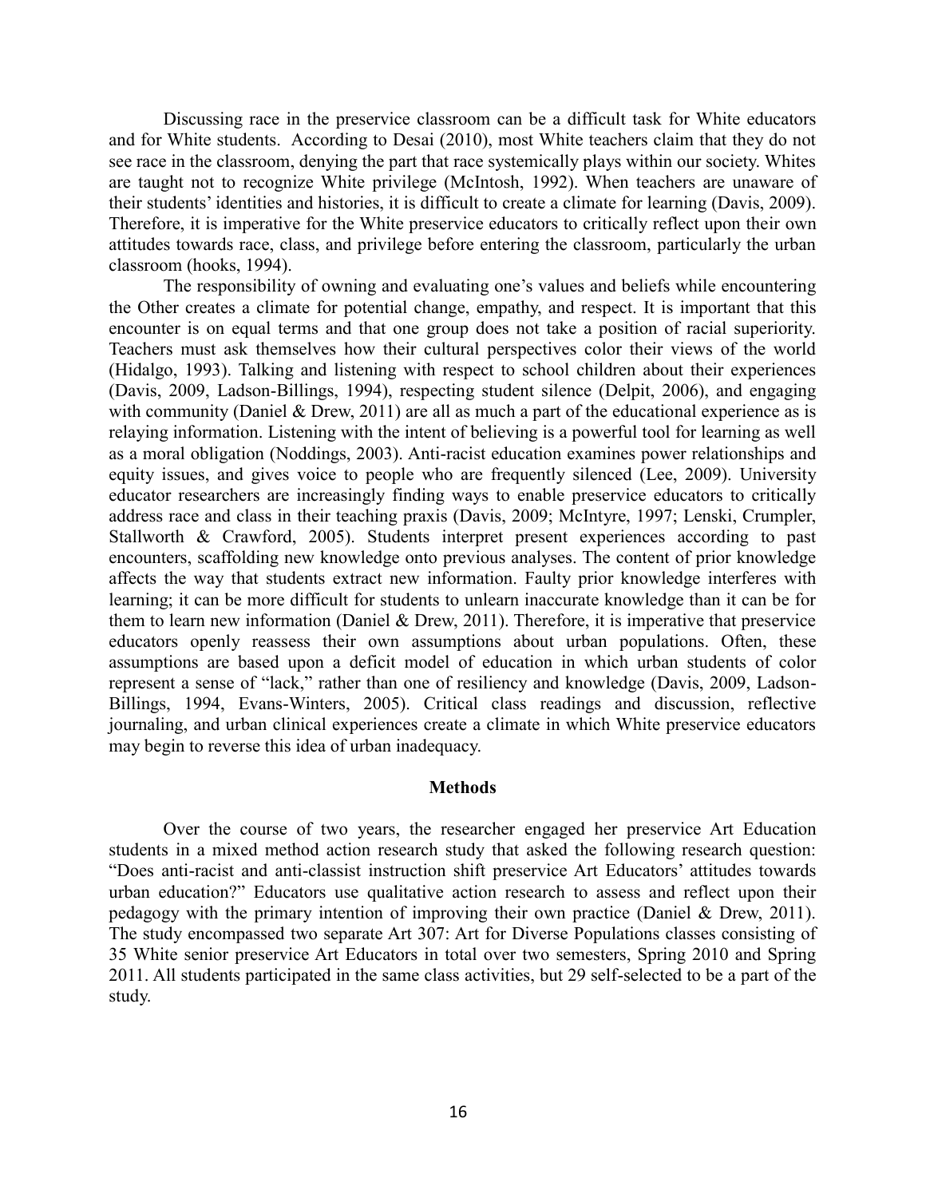Discussing race in the preservice classroom can be a difficult task for White educators and for White students. According to Desai (2010), most White teachers claim that they do not see race in the classroom, denying the part that race systemically plays within our society. Whites are taught not to recognize White privilege (McIntosh, 1992). When teachers are unaware of their students' identities and histories, it is difficult to create a climate for learning (Davis, 2009). Therefore, it is imperative for the White preservice educators to critically reflect upon their own attitudes towards race, class, and privilege before entering the classroom, particularly the urban classroom (hooks, 1994).

The responsibility of owning and evaluating one's values and beliefs while encountering the Other creates a climate for potential change, empathy, and respect. It is important that this encounter is on equal terms and that one group does not take a position of racial superiority. Teachers must ask themselves how their cultural perspectives color their views of the world (Hidalgo, 1993). Talking and listening with respect to school children about their experiences (Davis, 2009, Ladson-Billings, 1994), respecting student silence (Delpit, 2006), and engaging with community (Daniel & Drew, 2011) are all as much a part of the educational experience as is relaying information. Listening with the intent of believing is a powerful tool for learning as well as a moral obligation (Noddings, 2003). Anti-racist education examines power relationships and equity issues, and gives voice to people who are frequently silenced (Lee, 2009). University educator researchers are increasingly finding ways to enable preservice educators to critically address race and class in their teaching praxis (Davis, 2009; McIntyre, 1997; Lenski, Crumpler, Stallworth & Crawford, 2005). Students interpret present experiences according to past encounters, scaffolding new knowledge onto previous analyses. The content of prior knowledge affects the way that students extract new information. Faulty prior knowledge interferes with learning; it can be more difficult for students to unlearn inaccurate knowledge than it can be for them to learn new information (Daniel & Drew, 2011). Therefore, it is imperative that preservice educators openly reassess their own assumptions about urban populations. Often, these assumptions are based upon a deficit model of education in which urban students of color represent a sense of "lack," rather than one of resiliency and knowledge (Davis, 2009, Ladson-Billings, 1994, Evans-Winters, 2005). Critical class readings and discussion, reflective journaling, and urban clinical experiences create a climate in which White preservice educators may begin to reverse this idea of urban inadequacy.

## Methods

Over the course of two years, the researcher engaged her preservice Art Education students in a mixed method action research study that asked the following research question: "Does anti-racist and anti-classist instruction shift preservice Art Educators' attitudes towards urban education?" Educators use qualitative action research to assess and reflect upon their pedagogy with the primary intention of improving their own practice (Daniel & Drew, 2011). The study encompassed two separate Art 307: Art for Diverse Populations classes consisting of 35 White senior preservice Art Educators in total over two semesters, Spring 2010 and Spring 2011. All students participated in the same class activities, but 29 self-selected to be a part of the study.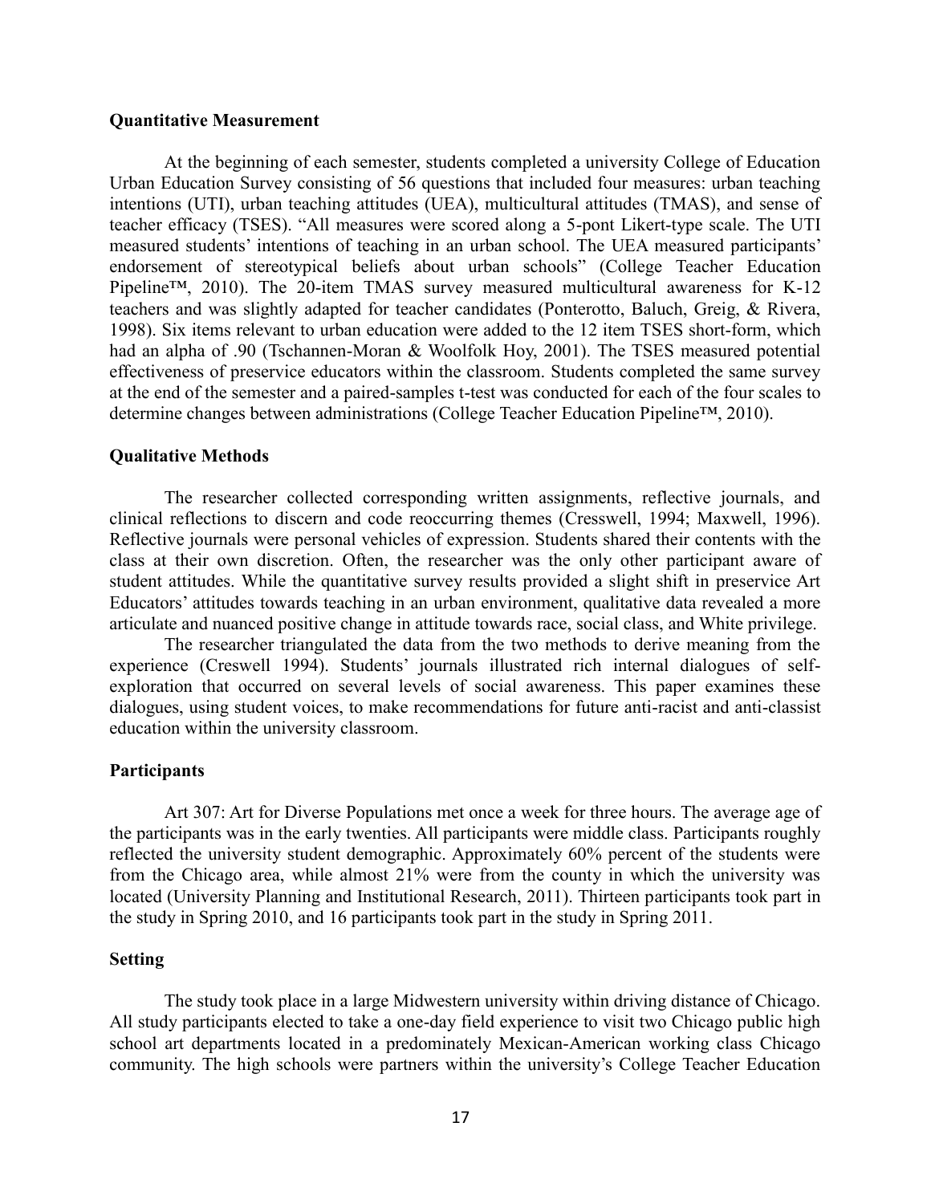### Quantitative Measurement

At the beginning of each semester, students completed a university College of Education Urban Education Survey consisting of 56 questions that included four measures: urban teaching intentions (UTI), urban teaching attitudes (UEA), multicultural attitudes (TMAS), and sense of teacher efficacy (TSES). "All measures were scored along a 5-pont Likert-type scale. The UTI measured students' intentions of teaching in an urban school. The UEA measured participants' endorsement of stereotypical beliefs about urban schools" (College Teacher Education Pipeline™, 2010). The 20-item TMAS survey measured multicultural awareness for K-12 teachers and was slightly adapted for teacher candidates (Ponterotto, Baluch, Greig, & Rivera, 1998). Six items relevant to urban education were added to the 12 item TSES short-form, which had an alpha of .90 (Tschannen-Moran & Woolfolk Hoy, 2001). The TSES measured potential effectiveness of preservice educators within the classroom. Students completed the same survey at the end of the semester and a paired-samples t-test was conducted for each of the four scales to determine changes between administrations (College Teacher Education Pipeline™, 2010).

### Qualitative Methods

The researcher collected corresponding written assignments, reflective journals, and clinical reflections to discern and code reoccurring themes (Cresswell, 1994; Maxwell, 1996). Reflective journals were personal vehicles of expression. Students shared their contents with the class at their own discretion. Often, the researcher was the only other participant aware of student attitudes. While the quantitative survey results provided a slight shift in preservice Art Educators' attitudes towards teaching in an urban environment, qualitative data revealed a more articulate and nuanced positive change in attitude towards race, social class, and White privilege.

The researcher triangulated the data from the two methods to derive meaning from the experience (Creswell 1994). Students' journals illustrated rich internal dialogues of self-exploration that occurred on several levels of social awareness. This paper examines these dialogues, using student voices, to make recommendations for future anti-racist and anti-classist education within the university classroom.

### Participants

Art 307: Art for Diverse Populations met once a week for three hours. The average age of the participants was in the early twenties. All participants were middle class. Participants roughly reflected the university student demographic. Approximately 60% percent of the students were from the Chicago area, while almost 21% were from the county in which the university was located (University Planning and Institutional Research, 2011). Thirteen participants took part in the study in Spring 2010, and 16 participants took part in the study in Spring 2011.

### Setting

The study took place in a large Midwestern university within driving distance of Chicago. All study participants elected to take a one-day field experience to visit two Chicago public high school art departments located in a predominately Mexican-American working class Chicago community. The high schools were partners within the university's College Teacher Education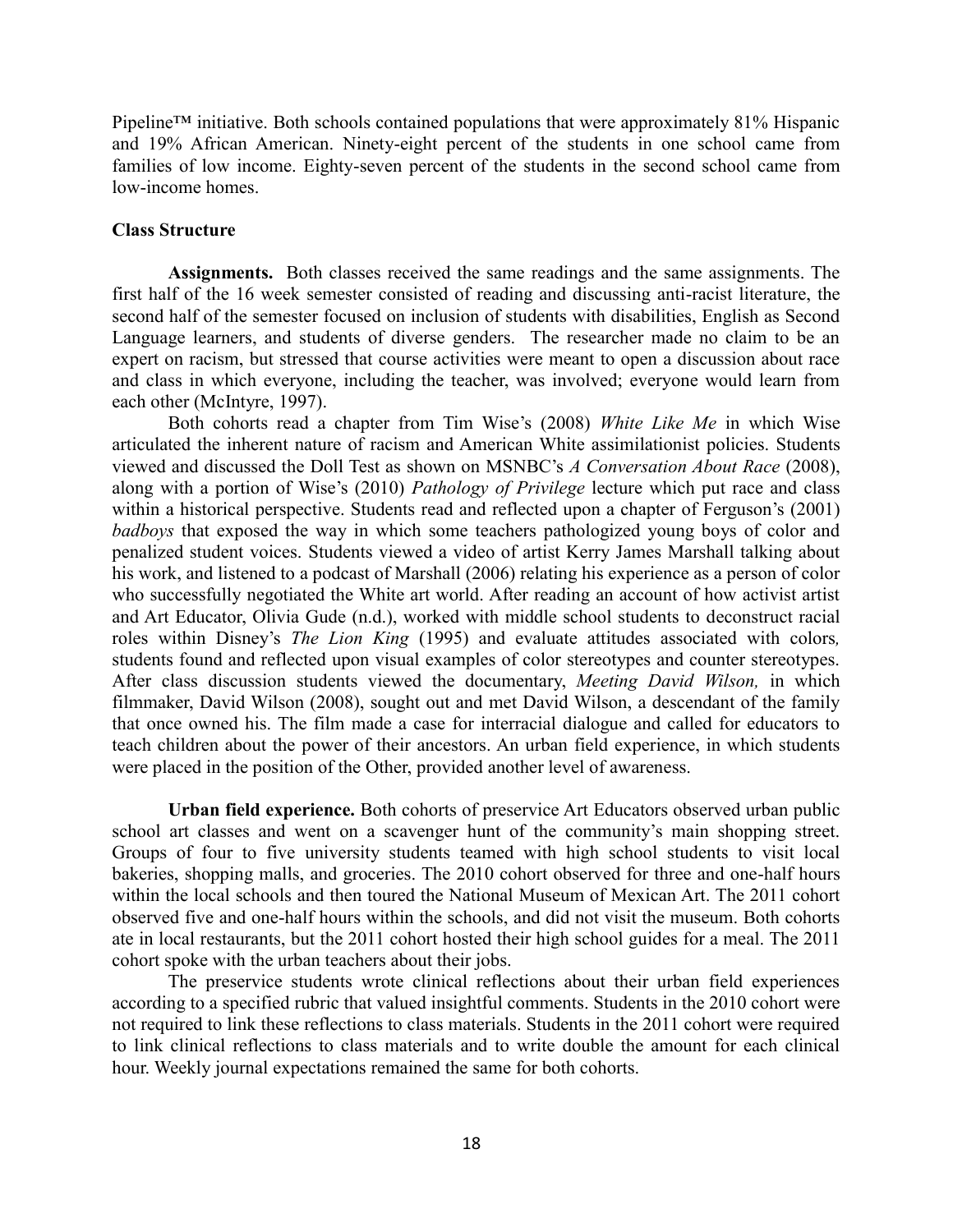Pipeline™ initiative. Both schools contained populations that were approximately 81% Hispanic and 19% African American. Ninety-eight percent of the students in one school came from families of low income. Eighty-seven percent of the students in the second school came from low-income homes.

**Class Structure**

**Assignments.** Both classes received the same readings and the same assignments. The first half of the 16 week semester consisted of reading and discussing anti-racist literature, the second half of the semester focused on inclusion of students with disabilities, English as Second Language learners, and students of diverse genders. The researcher made no claim to be an expert on racism, but stressed that course activities were meant to open a discussion about race and class in which everyone, including the teacher, was involved; everyone would learn from each other (McIntyre, 1997).

Both cohorts read a chapter from Tim Wise's (2008) *White Like Me* in which Wise articulated the inherent nature of racism and American White assimilationist policies. Students viewed and discussed the Doll Test as shown on MSNBC's *A Conversation About Race* (2008), along with a portion of Wise's (2010) *Pathology of Privilege* lecture which put race and class within a historical perspective. Students read and reflected upon a chapter of Ferguson's (2001) *badboys* that exposed the way in which some teachers pathologized young boys of color and penalized student voices. Students viewed a video of artist Kerry James Marshall talking about his work, and listened to a podcast of Marshall (2006) relating his experience as a person of color who successfully negotiated the White art world. After reading an account of how activist artist and Art Educator, Olivia Gude (n.d.), worked with middle school students to deconstruct racial roles within Disney's *The Lion King* (1995) and evaluate attitudes associated with colors*,* students found and reflected upon visual examples of color stereotypes and counter stereotypes. After class discussion students viewed the documentary, *Meeting David Wilson,* in which filmmaker, David Wilson (2008), sought out and met David Wilson, a descendant of the family that once owned his. The film made a case for interracial dialogue and called for educators to teach children about the power of their ancestors. An urban field experience, in which students were placed in the position of the Other, provided another level of awareness.

**Urban field experience.** Both cohorts of preservice Art Educators observed urban public school art classes and went on a scavenger hunt of the community's main shopping street. Groups of four to five university students teamed with high school students to visit local bakeries, shopping malls, and groceries. The 2010 cohort observed for three and one-half hours within the local schools and then toured the National Museum of Mexican Art. The 2011 cohort observed five and one-half hours within the schools, and did not visit the museum. Both cohorts ate in local restaurants, but the 2011 cohort hosted their high school guides for a meal. The 2011 cohort spoke with the urban teachers about their jobs.

The preservice students wrote clinical reflections about their urban field experiences according to a specified rubric that valued insightful comments. Students in the 2010 cohort were not required to link these reflections to class materials. Students in the 2011 cohort were required to link clinical reflections to class materials and to write double the amount for each clinical hour. Weekly journal expectations remained the same for both cohorts.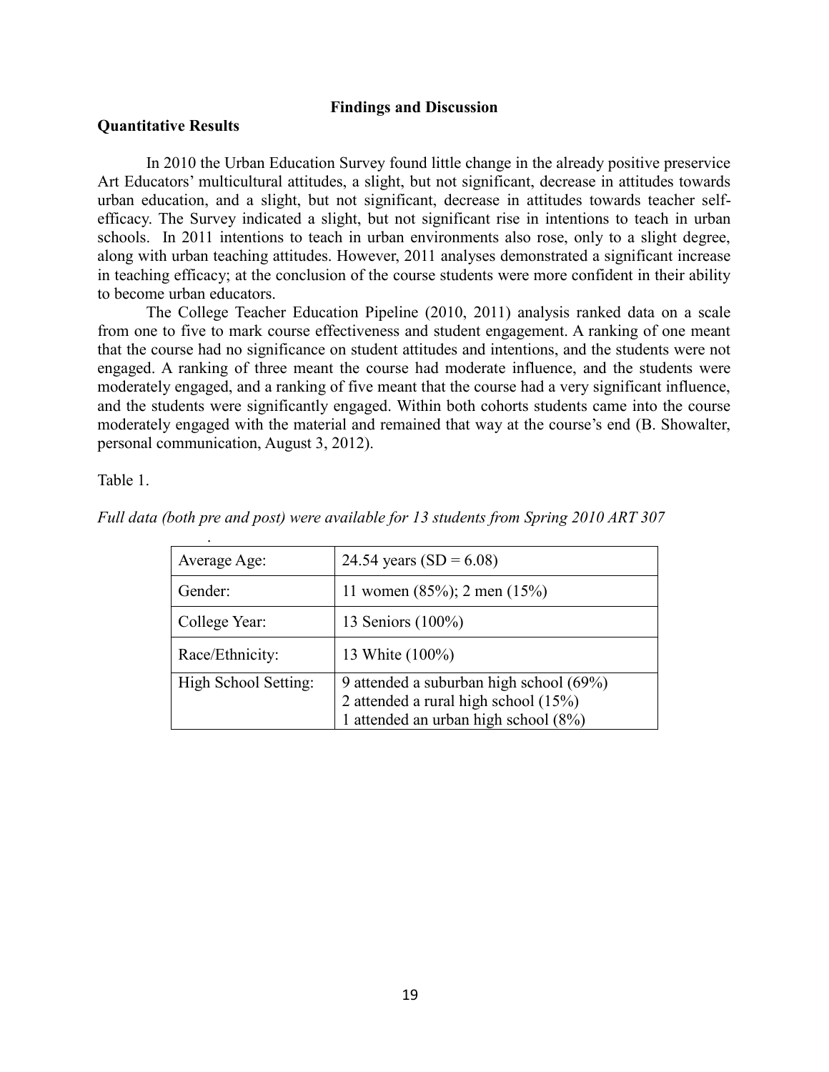## Findings and Discussion

### Quantitative Results

In 2010 the Urban Education Survey found little change in the already positive preservice Art Educators' multicultural attitudes, a slight, but not significant, decrease in attitudes towards urban education, and a slight, but not significant, decrease in attitudes towards teacher self-efficacy. The Survey indicated a slight, but not significant rise in intentions to teach in urban schools. In 2011 intentions to teach in urban environments also rose, only to a slight degree, along with urban teaching attitudes. However, 2011 analyses demonstrated a significant increase in teaching efficacy; at the conclusion of the course students were more confident in their ability to become urban educators.

The College Teacher Education Pipeline (2010, 2011) analysis ranked data on a scale from one to five to mark course effectiveness and student engagement. A ranking of one meant that the course had no significance on student attitudes and intentions, and the students were not engaged. A ranking of three meant the course had moderate influence, and the students were moderately engaged, and a ranking of five meant that the course had a very significant influence, and the students were significantly engaged. Within both cohorts students came into the course moderately engaged with the material and remained that way at the course's end (B. Showalter, personal communication, August 3, 2012).

Table 1.

*Full data (both pre and post) were available for 13 students from Spring 2010 ART 307*

| | |
|---|---|
| Average Age: | 24.54 years (SD = 6.08) |
| Gender: | 11 women (85%); 2 men (15%) |
| College Year: | 13 Seniors (100%) |
| Race/Ethnicity: | 13 White (100%) |
| High School Setting: | 9 attended a suburban high school (69%)<br>2 attended a rural high school (15%)<br>1 attended an urban high school (8%) |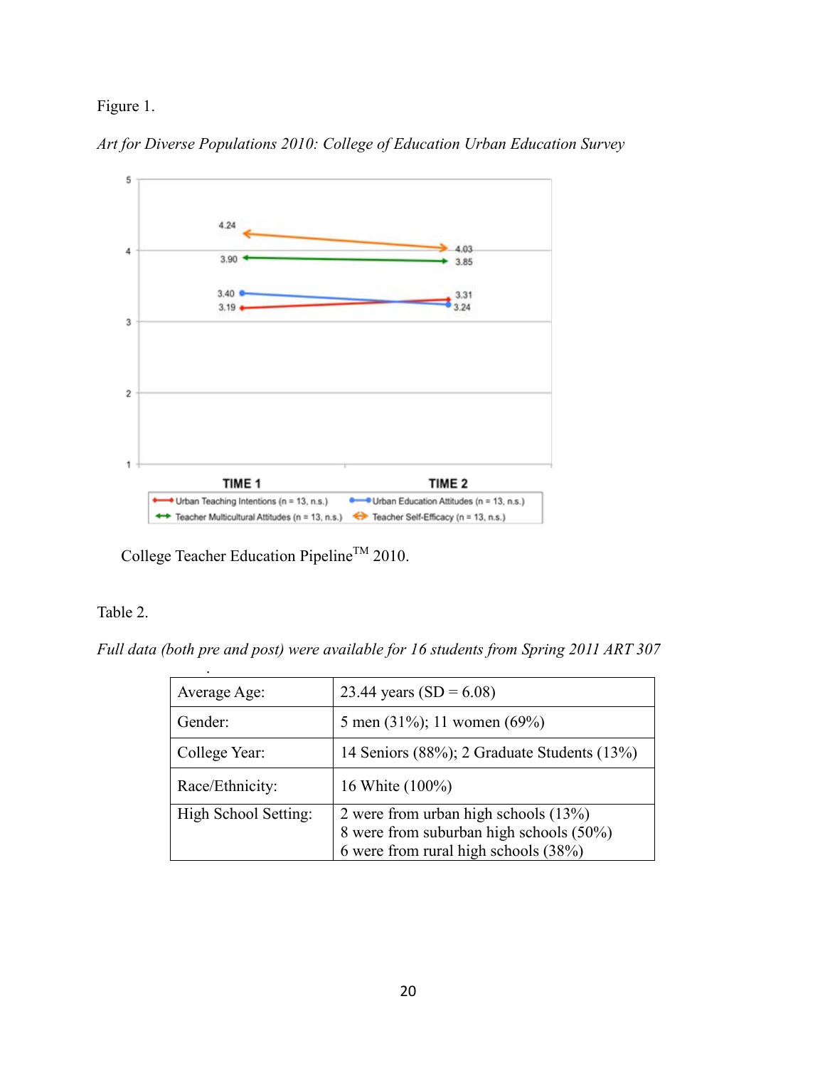Figure 1.

*Art for Diverse Populations 2010: College of Education Urban Education Survey*

5
4
3
2
1

4.24
3.90
3.40
3.19

4.03
3.85
3.31
3.24

TIME 1
TIME 2

Urban Teaching Intentions (n = 13, n.s.)
Urban Education Attitudes (n = 13, n.s.)
Teacher Multicultural Attitudes (n = 13, n.s.)
Teacher Self-Efficacy (n = 13, n.s.)

College Teacher Education Pipeline™ 2010.

Table 2.

*Full data (both pre and post) were available for 16 students from Spring 2011 ART 307*

| | |
|---|---|
| Average Age: | 23.44 years (SD = 6.08) |
| Gender: | 5 men (31%); 11 women (69%) |
| College Year: | 14 Seniors (88%); 2 Graduate Students (13%) |
| Race/Ethnicity: | 16 White (100%) |
| High School Setting: | 2 were from urban high schools (13%)<br>8 were from suburban high schools (50%)<br>6 were from rural high schools (38%) |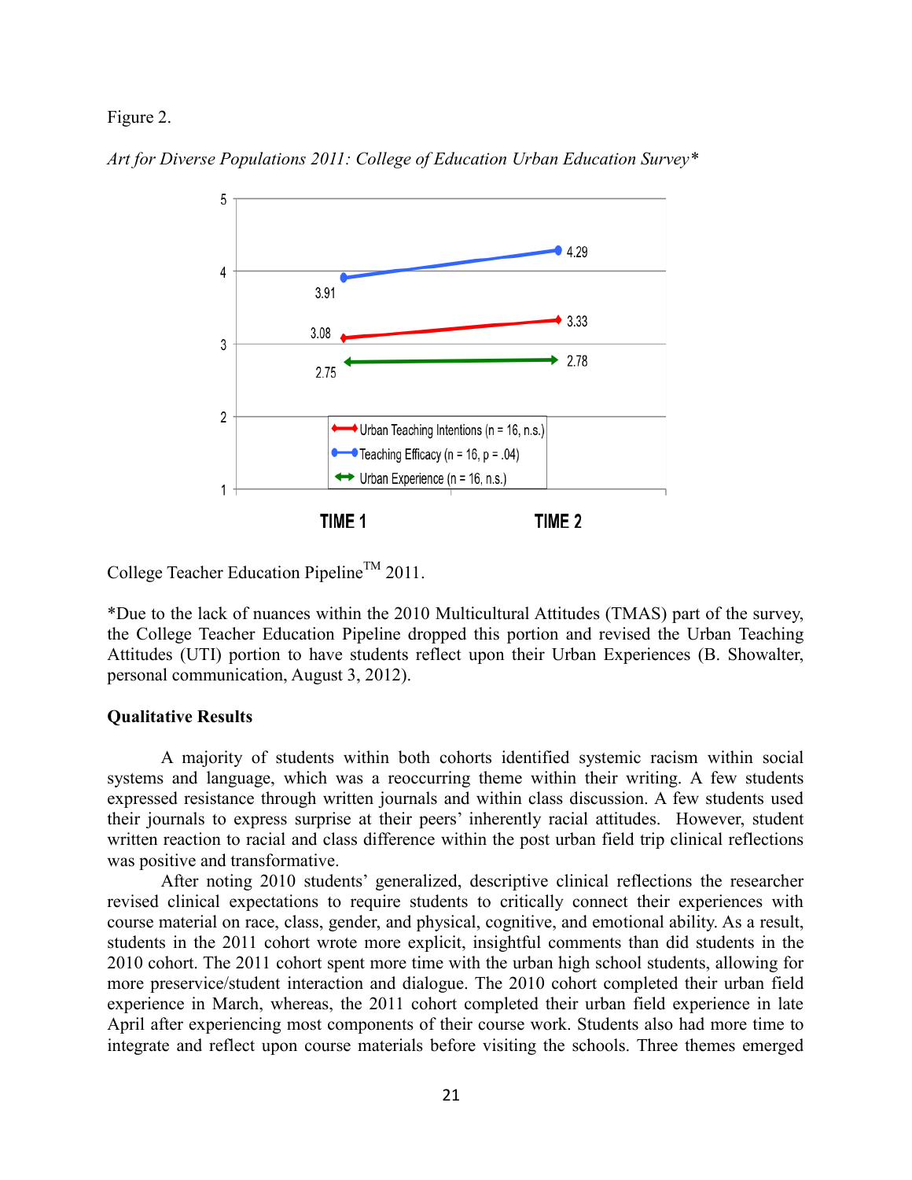Figure 2.

*Art for Diverse Populations 2011: College of Education Urban Education Survey**

5
4
3
2
1

3.91
4.29
3.08
3.33
2.75
2.78

Urban Teaching Intentions (n = 16, n.s.)
Teaching Efficacy (n = 16, p = .04)
Urban Experience (n = 16, n.s.)

TIME 1
TIME 2

College Teacher Education Pipeline™ 2011.

*Due to the lack of nuances within the 2010 Multicultural Attitudes (TMAS) part of the survey, the College Teacher Education Pipeline dropped this portion and revised the Urban Teaching Attitudes (UTI) portion to have students reflect upon their Urban Experiences (B. Showalter, personal communication, August 3, 2012).

**Qualitative Results**

A majority of students within both cohorts identified systemic racism within social systems and language, which was a reoccurring theme within their writing. A few students expressed resistance through written journals and within class discussion. A few students used their journals to express surprise at their peers' inherently racial attitudes. However, student written reaction to racial and class difference within the post urban field trip clinical reflections was positive and transformative.

After noting 2010 students' generalized, descriptive clinical reflections the researcher revised clinical expectations to require students to critically connect their experiences with course material on race, class, gender, and physical, cognitive, and emotional ability. As a result, students in the 2011 cohort wrote more explicit, insightful comments than did students in the 2010 cohort. The 2011 cohort spent more time with the urban high school students, allowing for more preservice/student interaction and dialogue. The 2010 cohort completed their urban field experience in March, whereas, the 2011 cohort completed their urban field experience in late April after experiencing most components of their course work. Students also had more time to integrate and reflect upon course materials before visiting the schools. Three themes emerged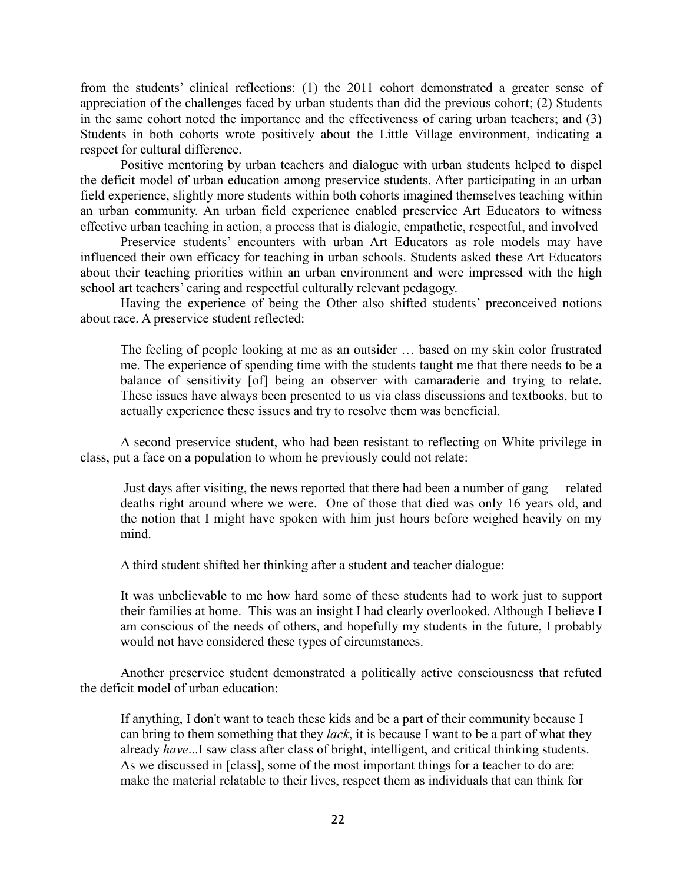from the students' clinical reflections: (1) the 2011 cohort demonstrated a greater sense of appreciation of the challenges faced by urban students than did the previous cohort; (2) Students in the same cohort noted the importance and the effectiveness of caring urban teachers; and (3) Students in both cohorts wrote positively about the Little Village environment, indicating a respect for cultural difference.

Positive mentoring by urban teachers and dialogue with urban students helped to dispel the deficit model of urban education among preservice students. After participating in an urban field experience, slightly more students within both cohorts imagined themselves teaching within an urban community. An urban field experience enabled preservice Art Educators to witness effective urban teaching in action, a process that is dialogic, empathetic, respectful, and involved

Preservice students' encounters with urban Art Educators as role models may have influenced their own efficacy for teaching in urban schools. Students asked these Art Educators about their teaching priorities within an urban environment and were impressed with the high school art teachers' caring and respectful culturally relevant pedagogy.

Having the experience of being the Other also shifted students' preconceived notions about race. A preservice student reflected:

> The feeling of people looking at me as an outsider … based on my skin color frustrated me. The experience of spending time with the students taught me that there needs to be a balance of sensitivity [of] being an observer with camaraderie and trying to relate. These issues have always been presented to us via class discussions and textbooks, but to actually experience these issues and try to resolve them was beneficial.

A second preservice student, who had been resistant to reflecting on White privilege in class, put a face on a population to whom he previously could not relate:

> Just days after visiting, the news reported that there had been a number of gang related deaths right around where we were. One of those that died was only 16 years old, and the notion that I might have spoken with him just hours before weighed heavily on my mind.

A third student shifted her thinking after a student and teacher dialogue:

> It was unbelievable to me how hard some of these students had to work just to support their families at home. This was an insight I had clearly overlooked. Although I believe I am conscious of the needs of others, and hopefully my students in the future, I probably would not have considered these types of circumstances.

Another preservice student demonstrated a politically active consciousness that refuted the deficit model of urban education:

> If anything, I don't want to teach these kids and be a part of their community because I can bring to them something that they *lack*, it is because I want to be a part of what they already *have*...I saw class after class of bright, intelligent, and critical thinking students. As we discussed in [class], some of the most important things for a teacher to do are: make the material relatable to their lives, respect them as individuals that can think for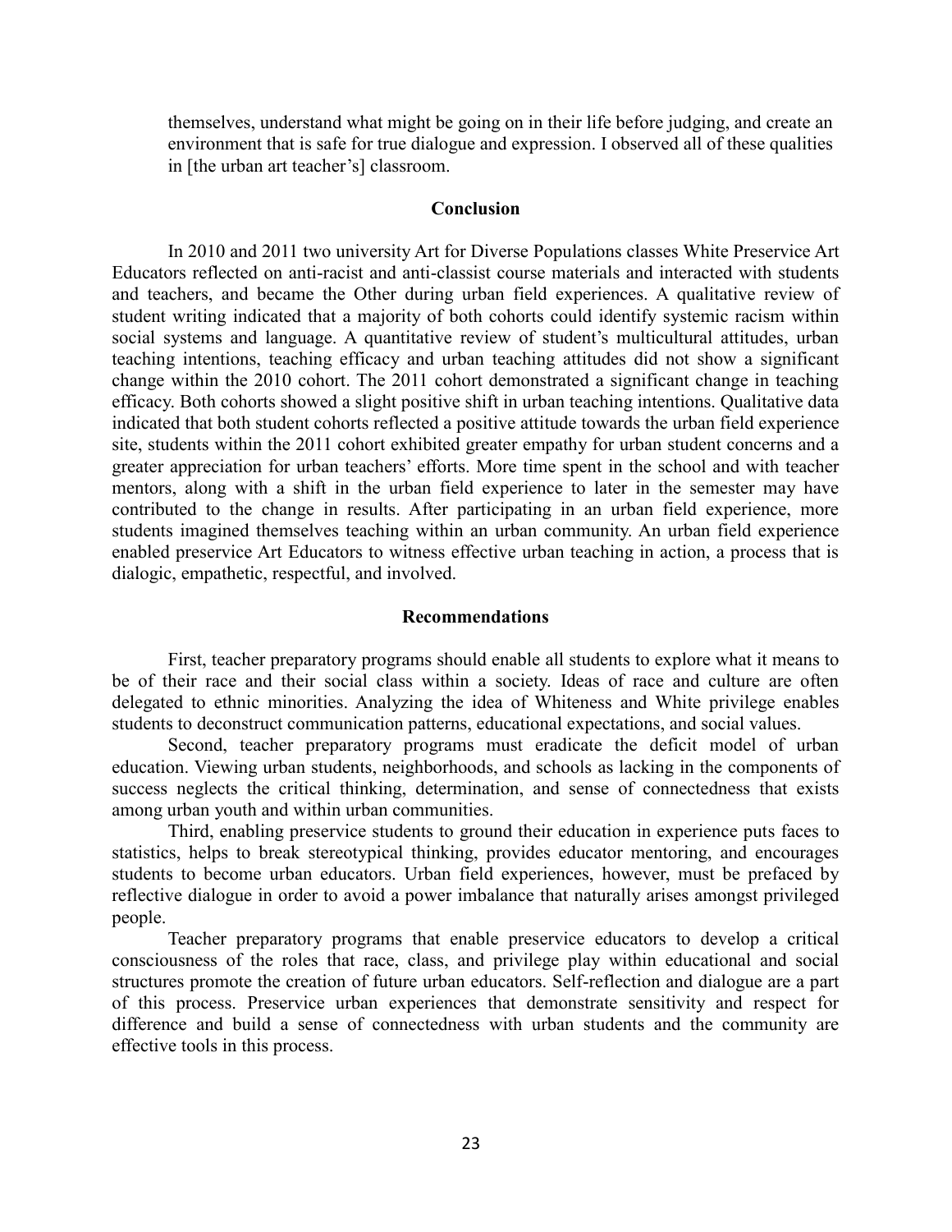themselves, understand what might be going on in their life before judging, and create an environment that is safe for true dialogue and expression. I observed all of these qualities in [the urban art teacher's] classroom.

## Conclusion

In 2010 and 2011 two university Art for Diverse Populations classes White Preservice Art Educators reflected on anti-racist and anti-classist course materials and interacted with students and teachers, and became the Other during urban field experiences. A qualitative review of student writing indicated that a majority of both cohorts could identify systemic racism within social systems and language. A quantitative review of student's multicultural attitudes, urban teaching intentions, teaching efficacy and urban teaching attitudes did not show a significant change within the 2010 cohort. The 2011 cohort demonstrated a significant change in teaching efficacy. Both cohorts showed a slight positive shift in urban teaching intentions. Qualitative data indicated that both student cohorts reflected a positive attitude towards the urban field experience site, students within the 2011 cohort exhibited greater empathy for urban student concerns and a greater appreciation for urban teachers' efforts. More time spent in the school and with teacher mentors, along with a shift in the urban field experience to later in the semester may have contributed to the change in results. After participating in an urban field experience, more students imagined themselves teaching within an urban community. An urban field experience enabled preservice Art Educators to witness effective urban teaching in action, a process that is dialogic, empathetic, respectful, and involved.

## Recommendations

First, teacher preparatory programs should enable all students to explore what it means to be of their race and their social class within a society. Ideas of race and culture are often delegated to ethnic minorities. Analyzing the idea of Whiteness and White privilege enables students to deconstruct communication patterns, educational expectations, and social values.

Second, teacher preparatory programs must eradicate the deficit model of urban education. Viewing urban students, neighborhoods, and schools as lacking in the components of success neglects the critical thinking, determination, and sense of connectedness that exists among urban youth and within urban communities.

Third, enabling preservice students to ground their education in experience puts faces to statistics, helps to break stereotypical thinking, provides educator mentoring, and encourages students to become urban educators. Urban field experiences, however, must be prefaced by reflective dialogue in order to avoid a power imbalance that naturally arises amongst privileged people.

Teacher preparatory programs that enable preservice educators to develop a critical consciousness of the roles that race, class, and privilege play within educational and social structures promote the creation of future urban educators. Self-reflection and dialogue are a part of this process. Preservice urban experiences that demonstrate sensitivity and respect for difference and build a sense of connectedness with urban students and the community are effective tools in this process.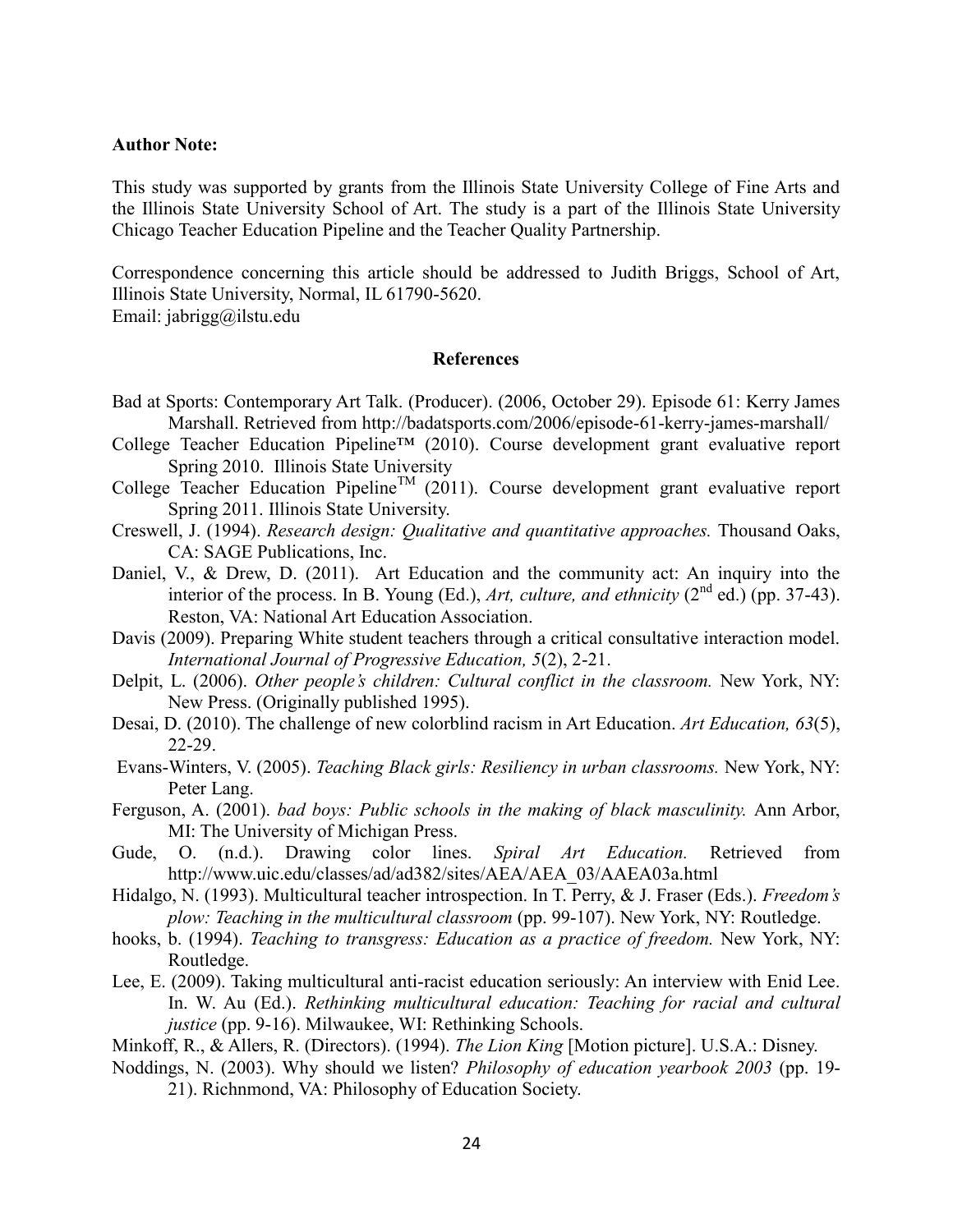**Author Note:**

This study was supported by grants from the Illinois State University College of Fine Arts and the Illinois State University School of Art. The study is a part of the Illinois State University Chicago Teacher Education Pipeline and the Teacher Quality Partnership.

Correspondence concerning this article should be addressed to Judith Briggs, School of Art, Illinois State University, Normal, IL 61790-5620.
Email: jabrigg@ilstu.edu

## References

Bad at Sports: Contemporary Art Talk. (Producer). (2006, October 29). Episode 61: Kerry James Marshall. Retrieved from http://badatsports.com/2006/episode-61-kerry-james-marshall/

College Teacher Education Pipeline™ (2010). Course development grant evaluative report Spring 2010. Illinois State University

College Teacher Education Pipeline™ (2011). Course development grant evaluative report Spring 2011. Illinois State University.

Creswell, J. (1994). *Research design: Qualitative and quantitative approaches.* Thousand Oaks, CA: SAGE Publications, Inc.

Daniel, V., & Drew, D. (2011). Art Education and the community act: An inquiry into the interior of the process. In B. Young (Ed.), *Art, culture, and ethnicity* (2nd ed.) (pp. 37-43). Reston, VA: National Art Education Association.

Davis (2009). Preparing White student teachers through a critical consultative interaction model. *International Journal of Progressive Education, 5*(2), 2-21.

Delpit, L. (2006). *Other people's children: Cultural conflict in the classroom.* New York, NY: New Press. (Originally published 1995).

Desai, D. (2010). The challenge of new colorblind racism in Art Education. *Art Education, 63*(5), 22-29.

Evans-Winters, V. (2005). *Teaching Black girls: Resiliency in urban classrooms.* New York, NY: Peter Lang.

Ferguson, A. (2001). *bad boys: Public schools in the making of black masculinity.* Ann Arbor, MI: The University of Michigan Press.

Gude, O. (n.d.). Drawing color lines. *Spiral Art Education.* Retrieved from http://www.uic.edu/classes/ad/ad382/sites/AEA/AEA_03/AAEA03a.html

Hidalgo, N. (1993). Multicultural teacher introspection. In T. Perry, & J. Fraser (Eds.). *Freedom's plow: Teaching in the multicultural classroom* (pp. 99-107). New York, NY: Routledge.

hooks, b. (1994). *Teaching to transgress: Education as a practice of freedom.* New York, NY: Routledge.

Lee, E. (2009). Taking multicultural anti-racist education seriously: An interview with Enid Lee. In. W. Au (Ed.). *Rethinking multicultural education: Teaching for racial and cultural justice* (pp. 9-16). Milwaukee, WI: Rethinking Schools.

Minkoff, R., & Allers, R. (Directors). (1994). *The Lion King* [Motion picture]. U.S.A.: Disney.

Noddings, N. (2003). Why should we listen? *Philosophy of education yearbook 2003* (pp. 19-21). Richnmond, VA: Philosophy of Education Society.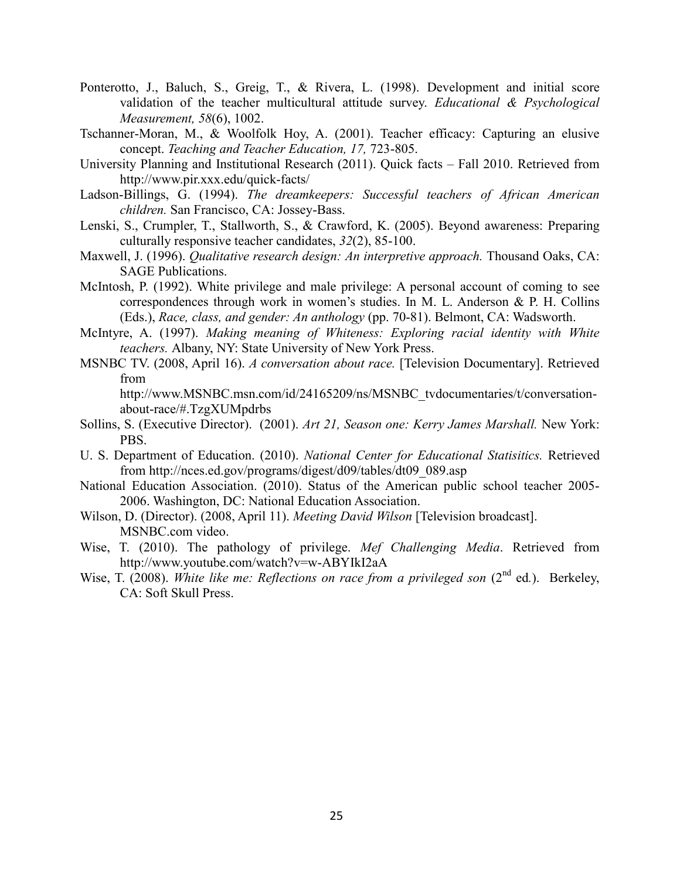Ponterotto, J., Baluch, S., Greig, T., & Rivera, L. (1998). Development and initial score validation of the teacher multicultural attitude survey. *Educational & Psychological Measurement, 58*(6), 1002.

Tschanner-Moran, M., & Woolfolk Hoy, A. (2001). Teacher efficacy: Capturing an elusive concept. *Teaching and Teacher Education, 17,* 723-805.

University Planning and Institutional Research (2011). Quick facts – Fall 2010. Retrieved from http://www.pir.xxx.edu/quick-facts/

Ladson-Billings, G. (1994). *The dreamkeepers: Successful teachers of African American children.* San Francisco, CA: Jossey-Bass.

Lenski, S., Crumpler, T., Stallworth, S., & Crawford, K. (2005). Beyond awareness: Preparing culturally responsive teacher candidates, *32*(2), 85-100.

Maxwell, J. (1996). *Qualitative research design: An interpretive approach.* Thousand Oaks, CA: SAGE Publications.

McIntosh, P. (1992). White privilege and male privilege: A personal account of coming to see correspondences through work in women's studies. In M. L. Anderson & P. H. Collins (Eds.), *Race, class, and gender: An anthology* (pp. 70-81). Belmont, CA: Wadsworth.

McIntyre, A. (1997). *Making meaning of Whiteness: Exploring racial identity with White teachers.* Albany, NY: State University of New York Press.

MSNBC TV. (2008, April 16). *A conversation about race.* [Television Documentary]. Retrieved from http://www.MSNBC.msn.com/id/24165209/ns/MSNBC_tvdocumentaries/t/conversation-about-race/#.TzgXUMpdrbs

Sollins, S. (Executive Director). (2001). *Art 21, Season one: Kerry James Marshall.* New York: PBS.

U. S. Department of Education. (2010). *National Center for Educational Statisitics.* Retrieved from http://nces.ed.gov/programs/digest/d09/tables/dt09_089.asp

National Education Association. (2010). Status of the American public school teacher 2005-2006. Washington, DC: National Education Association.

Wilson, D. (Director). (2008, April 11). *Meeting David Wilson* [Television broadcast]. MSNBC.com video.

Wise, T. (2010). The pathology of privilege. *Mef Challenging Media*. Retrieved from http://www.youtube.com/watch?v=w-ABYIkI2aA

Wise, T. (2008). *White like me: Reflections on race from a privileged son* (2nd ed.). Berkeley, CA: Soft Skull Press.